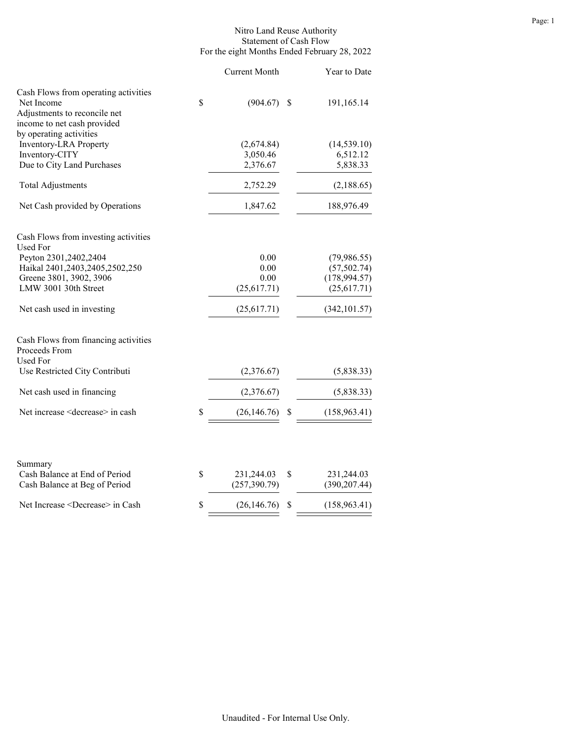# Nitro Land Reuse Authority
## Statement of Cash Flow
### For the eight Months Ended February 28, 2022

| | Current Month | Year to Date |
|---|---|---|
| **Cash Flows from operating activities** | | |
| Net Income | $ (904.67) | $ 191,165.14 |
| Adjustments to reconcile net income to net cash provided by operating activities | | |
| Inventory-LRA Property | (2,674.84) | (14,539.10) |
| Inventory-CITY | 3,050.46 | 6,512.12 |
| Due to City Land Purchases | 2,376.67 | 5,838.33 |
| Total Adjustments | 2,752.29 | (2,188.65) |
| Net Cash provided by Operations | 1,847.62 | 188,976.49 |
| **Cash Flows from investing activities** | | |
| Used For | | |
| Peyton 2301,2402,2404 | 0.00 | (79,986.55) |
| Haikal 2401,2403,2405,2502,250 | 0.00 | (57,502.74) |
| Greene 3801, 3902, 3906 | 0.00 | (178,994.57) |
| LMW 3001 30th Street | (25,617.71) | (25,617.71) |
| Net cash used in investing | (25,617.71) | (342,101.57) |
| **Cash Flows from financing activities** | | |
| Proceeds From | | |
| Used For | | |
| Use Restricted City Contributi | (2,376.67) | (5,838.33) |
| Net cash used in financing | (2,376.67) | (5,838.33) |
| Net increase <decrease> in cash | $ (26,146.76) | $ (158,963.41) |

| Summary | Current Month | Year to Date |
|---|---|---|
| Cash Balance at End of Period | $ 231,244.03 | $ 231,244.03 |
| Cash Balance at Beg of Period | (257,390.79) | (390,207.44) |
| Net Increase <Decrease> in Cash | $ (26,146.76) | $ (158,963.41) |

Unaudited - For Internal Use Only.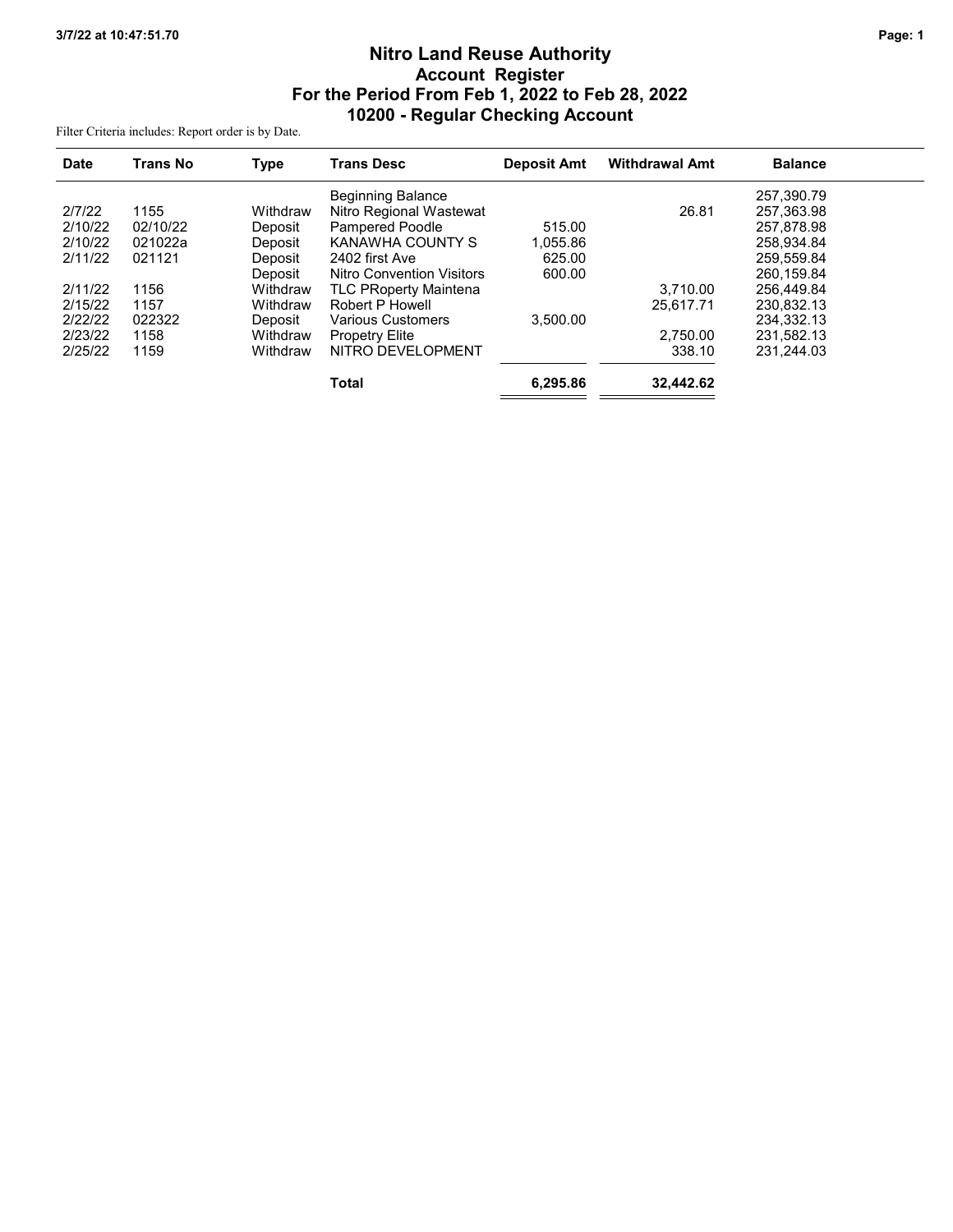# Nitro Land Reuse Authority
## Account Register
## For the Period From Feb 1, 2022 to Feb 28, 2022
## 10200 - Regular Checking Account

Filter Criteria includes: Report order is by Date.

| Date | Trans No | Type | Trans Desc | Deposit Amt | Withdrawal Amt | Balance |
|---|---|---|---|---|---|---|
| | | | Beginning Balance | | | 257,390.79 |
| 2/7/22 | 1155 | Withdraw | Nitro Regional Wastewat | | 26.81 | 257,363.98 |
| 2/10/22 | 02/10/22 | Deposit | Pampered Poodle | 515.00 | | 257,878.98 |
| 2/10/22 | 021022a | Deposit | KANAWHA COUNTY S | 1,055.86 | | 258,934.84 |
| 2/11/22 | 021121 | Deposit | 2402 first Ave | 625.00 | | 259,559.84 |
| | | Deposit | Nitro Convention Visitors | 600.00 | | 260,159.84 |
| 2/11/22 | 1156 | Withdraw | TLC PRoperty Maintena | | 3,710.00 | 256,449.84 |
| 2/15/22 | 1157 | Withdraw | Robert P Howell | | 25,617.71 | 230,832.13 |
| 2/22/22 | 022322 | Deposit | Various Customers | 3,500.00 | | 234,332.13 |
| 2/23/22 | 1158 | Withdraw | Propetry Elite | | 2,750.00 | 231,582.13 |
| 2/25/22 | 1159 | Withdraw | NITRO DEVELOPMENT | | 338.10 | 231,244.03 |
| | | | **Total** | **6,295.86** | **32,442.62** | |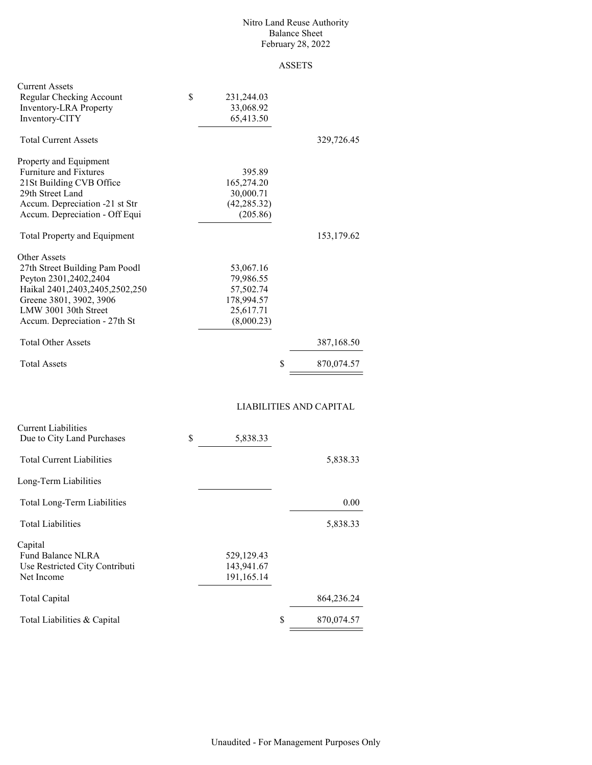# Nitro Land Reuse Authority
## Balance Sheet
### February 28, 2022

#### ASSETS

| | | |
|---|---|---|
| **Current Assets** | | |
| Regular Checking Account | $ 231,244.03 | |
| Inventory-LRA Property | 33,068.92 | |
| Inventory-CITY | 65,413.50 | |
| Total Current Assets | | 329,726.45 |
| **Property and Equipment** | | |
| Furniture and Fixtures | 395.89 | |
| 21St Building CVB Office | 165,274.20 | |
| 29th Street Land | 30,000.71 | |
| Accum. Depreciation -21 st Str | (42,285.32) | |
| Accum. Depreciation - Off Equi | (205.86) | |
| Total Property and Equipment | | 153,179.62 |
| **Other Assets** | | |
| 27th Street Building Pam Poodl | 53,067.16 | |
| Peyton 2301,2402,2404 | 79,986.55 | |
| Haikal 2401,2403,2405,2502,250 | 57,502.74 | |
| Greene 3801, 3902, 3906 | 178,994.57 | |
| LMW 3001 30th Street | 25,617.71 | |
| Accum. Depreciation - 27th St | (8,000.23) | |
| Total Other Assets | | 387,168.50 |
| Total Assets | | $ 870,074.57 |

#### LIABILITIES AND CAPITAL

| | | |
|---|---|---|
| **Current Liabilities** | | |
| Due to City Land Purchases | $ 5,838.33 | |
| Total Current Liabilities | | 5,838.33 |
| **Long-Term Liabilities** | | |
| Total Long-Term Liabilities | | 0.00 |
| Total Liabilities | | 5,838.33 |
| **Capital** | | |
| Fund Balance NLRA | 529,129.43 | |
| Use Restricted City Contributi | 143,941.67 | |
| Net Income | 191,165.14 | |
| Total Capital | | 864,236.24 |
| Total Liabilities & Capital | | $ 870,074.57 |

Unaudited - For Management Purposes Only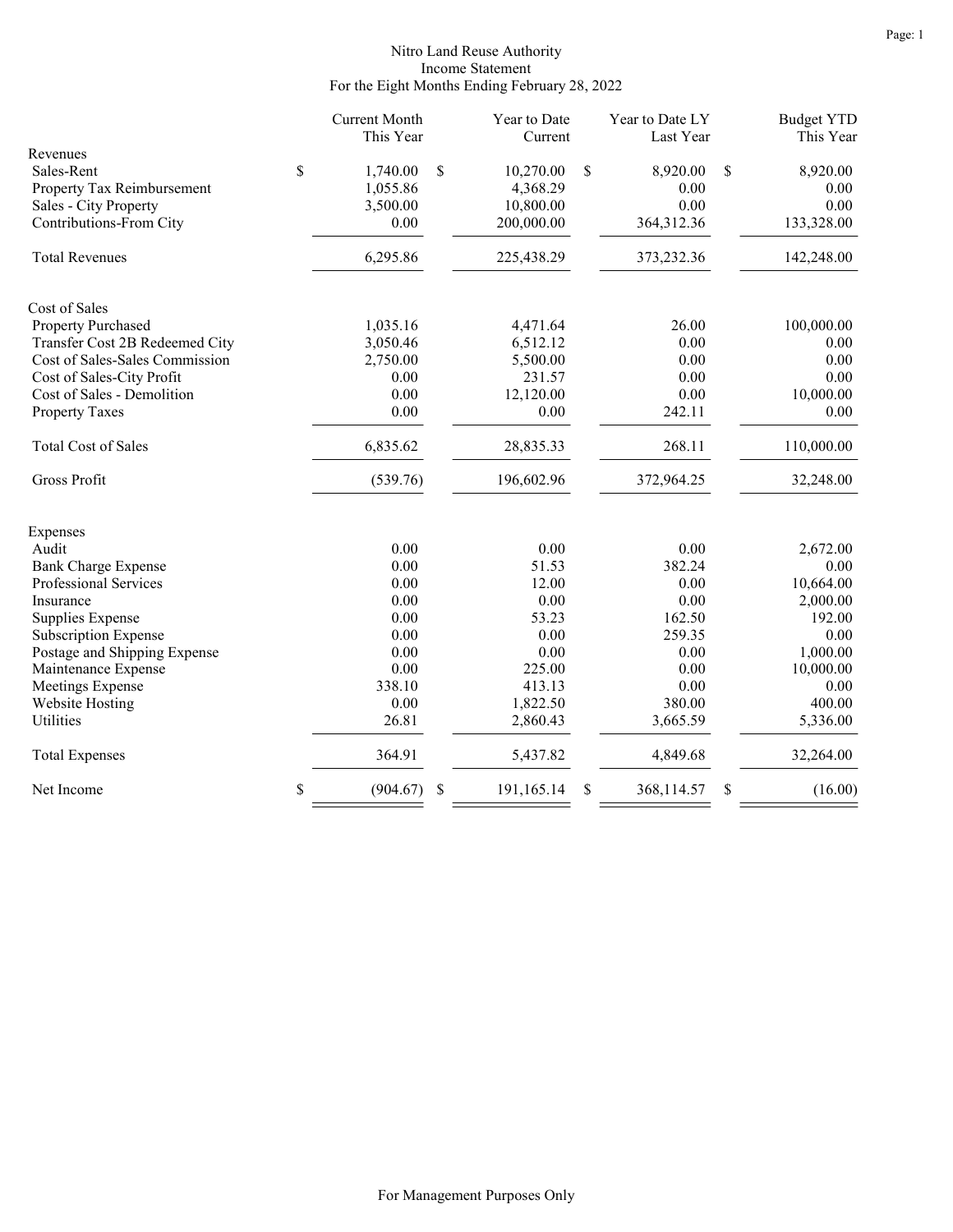Nitro Land Reuse Authority
Income Statement
For the Eight Months Ending February 28, 2022

| | Current Month This Year | Year to Date Current | Year to Date LY Last Year | Budget YTD This Year |
|---|---|---|---|---|
| **Revenues** | | | | |
| Sales-Rent | $ 1,740.00 | $ 10,270.00 | $ 8,920.00 | $ 8,920.00 |
| Property Tax Reimbursement | 1,055.86 | 4,368.29 | 0.00 | 0.00 |
| Sales - City Property | 3,500.00 | 10,800.00 | 0.00 | 0.00 |
| Contributions-From City | 0.00 | 200,000.00 | 364,312.36 | 133,328.00 |
| Total Revenues | 6,295.86 | 225,438.29 | 373,232.36 | 142,248.00 |
| **Cost of Sales** | | | | |
| Property Purchased | 1,035.16 | 4,471.64 | 26.00 | 100,000.00 |
| Transfer Cost 2B Redeemed City | 3,050.46 | 6,512.12 | 0.00 | 0.00 |
| Cost of Sales-Sales Commission | 2,750.00 | 5,500.00 | 0.00 | 0.00 |
| Cost of Sales-City Profit | 0.00 | 231.57 | 0.00 | 0.00 |
| Cost of Sales - Demolition | 0.00 | 12,120.00 | 0.00 | 10,000.00 |
| Property Taxes | 0.00 | 0.00 | 242.11 | 0.00 |
| Total Cost of Sales | 6,835.62 | 28,835.33 | 268.11 | 110,000.00 |
| Gross Profit | (539.76) | 196,602.96 | 372,964.25 | 32,248.00 |
| **Expenses** | | | | |
| Audit | 0.00 | 0.00 | 0.00 | 2,672.00 |
| Bank Charge Expense | 0.00 | 51.53 | 382.24 | 0.00 |
| Professional Services | 0.00 | 12.00 | 0.00 | 10,664.00 |
| Insurance | 0.00 | 0.00 | 0.00 | 2,000.00 |
| Supplies Expense | 0.00 | 53.23 | 162.50 | 192.00 |
| Subscription Expense | 0.00 | 0.00 | 259.35 | 0.00 |
| Postage and Shipping Expense | 0.00 | 0.00 | 0.00 | 1,000.00 |
| Maintenance Expense | 0.00 | 225.00 | 0.00 | 10,000.00 |
| Meetings Expense | 338.10 | 413.13 | 0.00 | 0.00 |
| Website Hosting | 0.00 | 1,822.50 | 380.00 | 400.00 |
| Utilities | 26.81 | 2,860.43 | 3,665.59 | 5,336.00 |
| Total Expenses | 364.91 | 5,437.82 | 4,849.68 | 32,264.00 |
| Net Income | $ (904.67) | $ 191,165.14 | $ 368,114.57 | $ (16.00) |

For Management Purposes Only